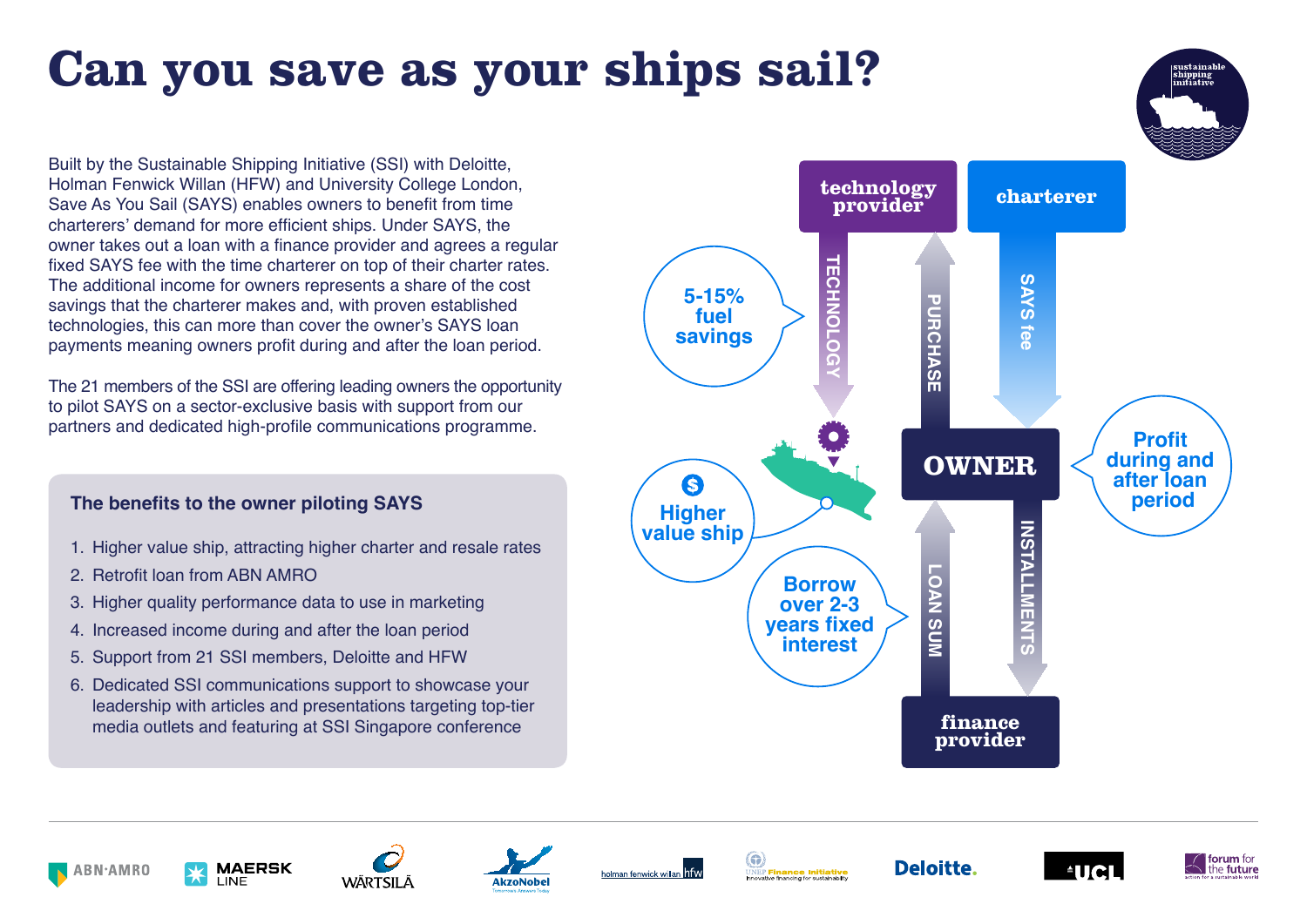# Can you save as your ships sail?

Built by the Sustainable Shipping Initiative (SSI) with Deloitte, Holman Fenwick Willan (HFW) and University College London, Save As You Sail (SAYS) enables owners to benefit from time charterers' demand for more efficient ships. Under SAYS, the owner takes out a loan with a finance provider and agrees a regular fixed SAYS fee with the time charterer on top of their charter rates. The additional income for owners represents a share of the cost savings that the charterer makes and, with proven established technologies, this can more than cover the owner's SAYS loan payments meaning owners profit during and after the loan period.

The 21 members of the SSI are offering leading owners the opportunity to pilot SAYS on a sector-exclusive basis with support from our partners and dedicated high-profile communications programme.

### The benefits to the owner piloting SAYS

1. Higher value ship, attracting higher charter and resale rates
2. Retrofit loan from ABN AMRO
3. Higher quality performance data to use in marketing
4. Increased income during and after the loan period
5. Support from 21 SSI members, Deloitte and HFW
6. Dedicated SSI communications support to showcase your leadership with articles and presentations targeting top-tier media outlets and featuring at SSI Singapore conference

**technology provider** — TECHNOLOGY → ship; OWNER — PURCHASE → technology provider

**charterer** — SAYS fee → OWNER

**finance provider** — LOAN SUM → OWNER; OWNER — INSTALLMENTS → finance provider

- 5-15% fuel savings
- Higher value ship
- Borrow over 2-3 years fixed interest
- Profit during and after loan period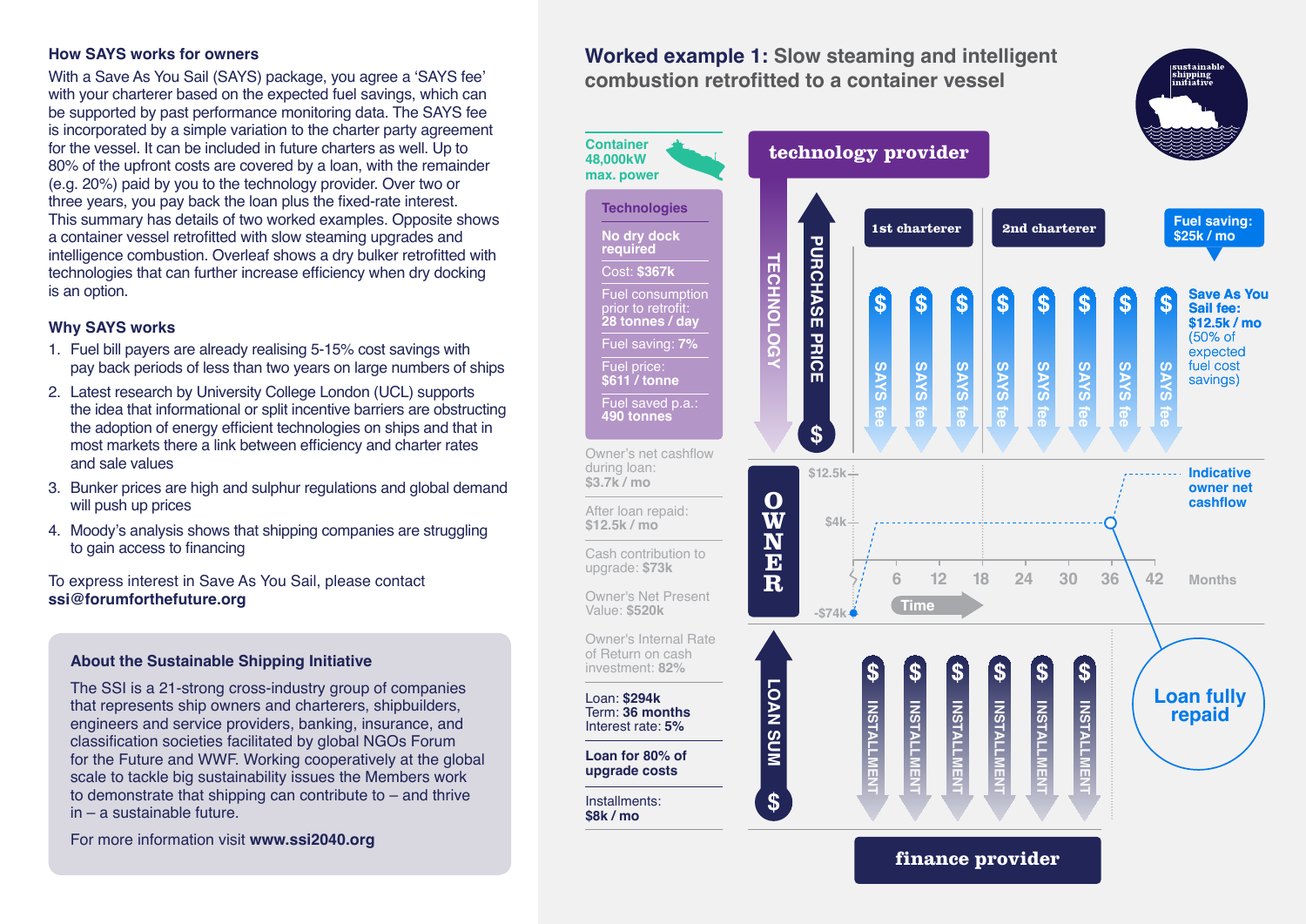### How SAYS works for owners

With a Save As You Sail (SAYS) package, you agree a 'SAYS fee' with your charterer based on the expected fuel savings, which can be supported by past performance monitoring data. The SAYS fee is incorporated by a simple variation to the charter party agreement for the vessel. It can be included in future charters as well. Up to 80% of the upfront costs are covered by a loan, with the remainder (e.g. 20%) paid by you to the technology provider. Over two or three years, you pay back the loan plus the fixed-rate interest. This summary has details of two worked examples. Opposite shows a container vessel retrofitted with slow steaming upgrades and intelligence combustion. Overleaf shows a dry bulker retrofitted with technologies that can further increase efficiency when dry docking is an option.

### Why SAYS works

1. Fuel bill payers are already realising 5-15% cost savings with pay back periods of less than two years on large numbers of ships
2. Latest research by University College London (UCL) supports the idea that informational or split incentive barriers are obstructing the adoption of energy efficient technologies on ships and that in most markets there a link between efficiency and charter rates and sale values
3. Bunker prices are high and sulphur regulations and global demand will push up prices
4. Moody's analysis shows that shipping companies are struggling to gain access to financing

To express interest in Save As You Sail, please contact **ssi@forumforthefuture.org**

### About the Sustainable Shipping Initiative

The SSI is a 21-strong cross-industry group of companies that represents ship owners and charterers, shipbuilders, engineers and service providers, banking, insurance, and classification societies facilitated by global NGOs Forum for the Future and WWF. Working cooperatively at the global scale to tackle big sustainability issues the Members work to demonstrate that shipping can contribute to – and thrive in – a sustainable future.

For more information visit **www.ssi2040.org**

## Worked example 1: Slow steaming and intelligent combustion retrofitted to a container vessel

**Container 48,000kW max. power**

**Technologies**

- **No dry dock required**
- Cost: **$367k**
- Fuel consumption prior to retrofit: **28 tonnes / day**
- Fuel saving: **7%**
- Fuel price: **$611 / tonne**
- Fuel saved p.a.: **490 tonnes**

Owner's net cashflow during loan: **$3.7k / mo**

After loan repaid: **$12.5k / mo**

Cash contribution to upgrade: **$73k**

Owner's Net Present Value: **$520k**

Owner's Internal Rate of Return on cash investment: **82%**

Loan: **$294k**
Term: **36 months**
Interest rate: **5%**

**Loan for 80% of upgrade costs**

Installments: **$8k / mo**

**technology provider** — TECHNOLOGY / PURCHASE PRICE $

**1st charterer** | **2nd charterer** — SAYS fee $ (monthly)

**Fuel saving: $25k / mo**

**Save As You Sail fee: $12.5k / mo** (50% of expected fuel savings)

**OWNER** — Indicative owner net cashflow: -$74k at start, $4k/mo during loan, $12.5k/mo after month 36 (Time: 6, 12, 18, 24, 30, 36, 42 Months)

**Loan fully repaid**

**finance provider** — LOAN SUM $ / INSTALLMENT $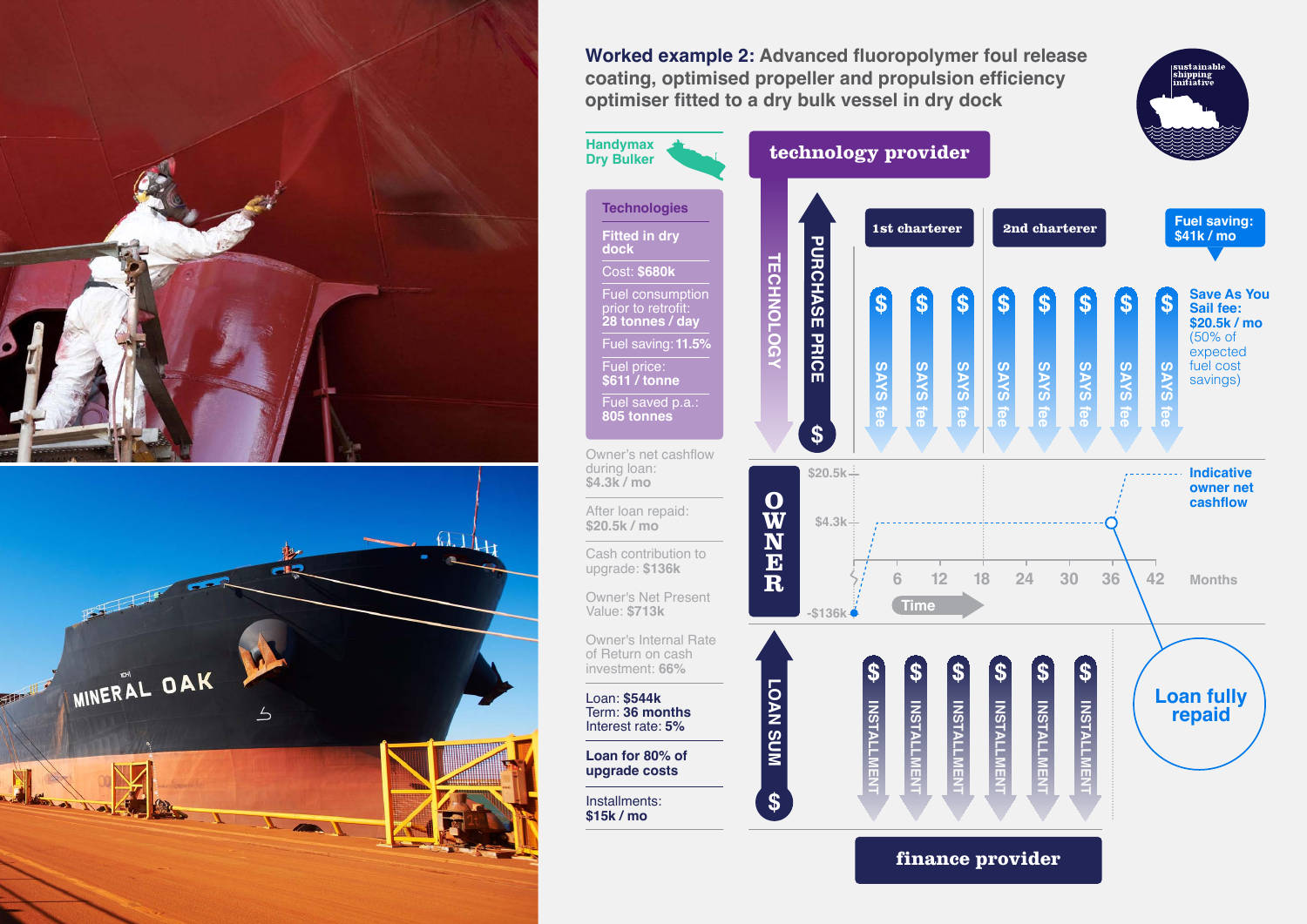## Worked example 2: Advanced fluoropolymer foul release coating, optimised propeller and propulsion efficiency optimiser fitted to a dry bulk vessel in dry dock

**Handymax Dry Bulker**

**Technologies**

- **Fitted in dry dock**
- Cost: **$680k**
- Fuel consumption prior to retrofit: **28 tonnes / day**
- Fuel saving: **11.5%**
- Fuel price: **$611 / tonne**
- Fuel saved p.a.: **805 tonnes**

Owner's net cashflow during loan: **$4.3k / mo**

After loan repaid: **$20.5k / mo**

Cash contribution to upgrade: **$136k**

Owner's Net Present Value: **$713k**

Owner's Internal Rate of Return on cash investment: **66%**

**Loan: $544k**
**Term: 36 months**
**Interest rate: 5%**

**Loan for 80% of upgrade costs**

**Installments: $15k / mo**

technology provider

TECHNOLOGY

PURCHASE PRICE $

1st charterer

2nd charterer

Fuel saving: $41k / mo

SAYS fee

**Save As You Sail fee: $20.5k / mo** (50% of expected fuel cost savings)

OWNER

$20.5k

$4.3k

-$136k

6 12 18 24 30 36 42 Months

Time

Indicative owner net cashflow

Loan fully repaid

LOAN SUM $

INSTALLMENT

finance provider